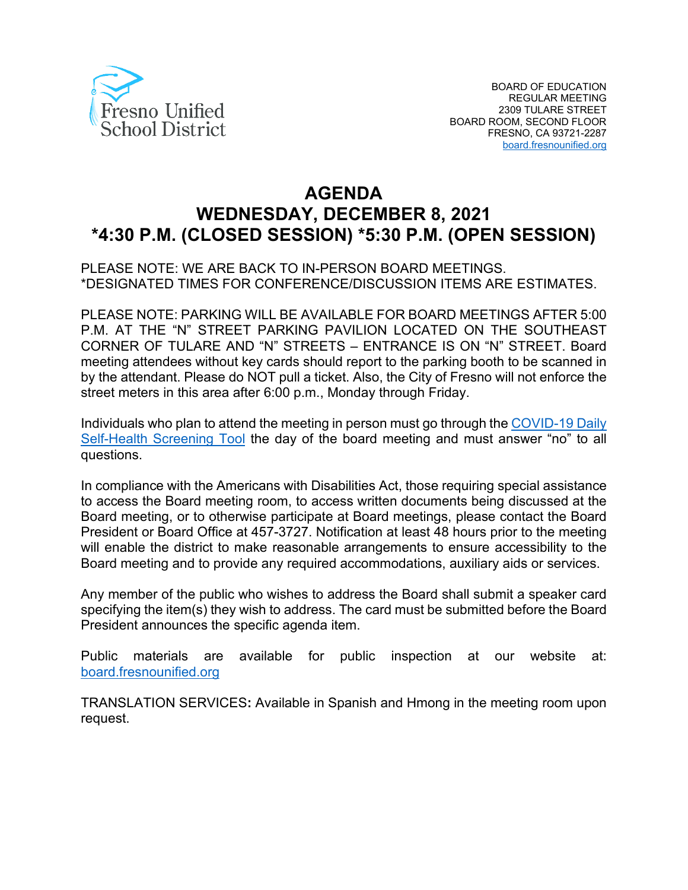Fresno Unified School District

BOARD OF EDUCATION
REGULAR MEETING
2309 TULARE STREET
BOARD ROOM, SECOND FLOOR
FRESNO, CA 93721-2287
board.fresnounified.org

# AGENDA
# WEDNESDAY, DECEMBER 8, 2021
# *4:30 P.M. (CLOSED SESSION) *5:30 P.M. (OPEN SESSION)

PLEASE NOTE: WE ARE BACK TO IN-PERSON BOARD MEETINGS.
*DESIGNATED TIMES FOR CONFERENCE/DISCUSSION ITEMS ARE ESTIMATES.

PLEASE NOTE: PARKING WILL BE AVAILABLE FOR BOARD MEETINGS AFTER 5:00 P.M. AT THE "N" STREET PARKING PAVILION LOCATED ON THE SOUTHEAST CORNER OF TULARE AND "N" STREETS – ENTRANCE IS ON "N" STREET. Board meeting attendees without key cards should report to the parking booth to be scanned in by the attendant. Please do NOT pull a ticket. Also, the City of Fresno will not enforce the street meters in this area after 6:00 p.m., Monday through Friday.

Individuals who plan to attend the meeting in person must go through the COVID-19 Daily Self-Health Screening Tool the day of the board meeting and must answer "no" to all questions.

In compliance with the Americans with Disabilities Act, those requiring special assistance to access the Board meeting room, to access written documents being discussed at the Board meeting, or to otherwise participate at Board meetings, please contact the Board President or Board Office at 457-3727. Notification at least 48 hours prior to the meeting will enable the district to make reasonable arrangements to ensure accessibility to the Board meeting and to provide any required accommodations, auxiliary aids or services.

Any member of the public who wishes to address the Board shall submit a speaker card specifying the item(s) they wish to address. The card must be submitted before the Board President announces the specific agenda item.

Public materials are available for public inspection at our website at: board.fresnounified.org

TRANSLATION SERVICES**:** Available in Spanish and Hmong in the meeting room upon request.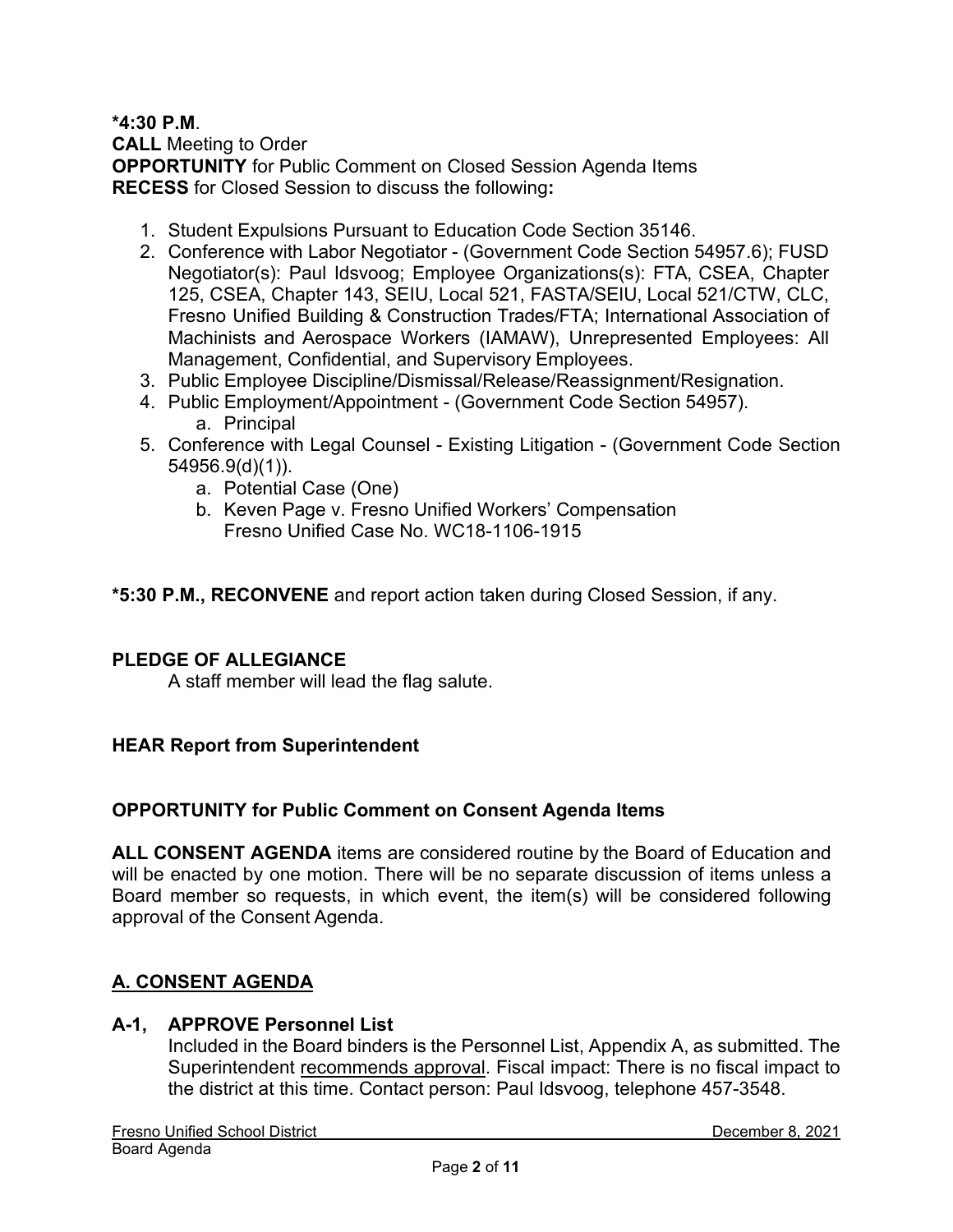**\*4:30 P.M**.
**CALL** Meeting to Order
**OPPORTUNITY** for Public Comment on Closed Session Agenda Items
**RECESS** for Closed Session to discuss the following**:**

1. Student Expulsions Pursuant to Education Code Section 35146.
2. Conference with Labor Negotiator - (Government Code Section 54957.6); FUSD Negotiator(s): Paul Idsvoog; Employee Organizations(s): FTA, CSEA, Chapter 125, CSEA, Chapter 143, SEIU, Local 521, FASTA/SEIU, Local 521/CTW, CLC, Fresno Unified Building & Construction Trades/FTA; International Association of Machinists and Aerospace Workers (IAMAW), Unrepresented Employees: All Management, Confidential, and Supervisory Employees.
3. Public Employee Discipline/Dismissal/Release/Reassignment/Resignation.
4. Public Employment/Appointment - (Government Code Section 54957).
   a. Principal
5. Conference with Legal Counsel - Existing Litigation - (Government Code Section 54956.9(d)(1)).
   a. Potential Case (One)
   b. Keven Page v. Fresno Unified Workers' Compensation
      Fresno Unified Case No. WC18-1106-1915

**\*5:30 P.M., RECONVENE** and report action taken during Closed Session, if any.

**PLEDGE OF ALLEGIANCE**
A staff member will lead the flag salute.

**HEAR Report from Superintendent**

**OPPORTUNITY for Public Comment on Consent Agenda Items**

**ALL CONSENT AGENDA** items are considered routine by the Board of Education and will be enacted by one motion. There will be no separate discussion of items unless a Board member so requests, in which event, the item(s) will be considered following approval of the Consent Agenda.

## A. CONSENT AGENDA

**A-1, APPROVE Personnel List**
Included in the Board binders is the Personnel List, Appendix A, as submitted. The Superintendent recommends approval. Fiscal impact: There is no fiscal impact to the district at this time. Contact person: Paul Idsvoog, telephone 457-3548.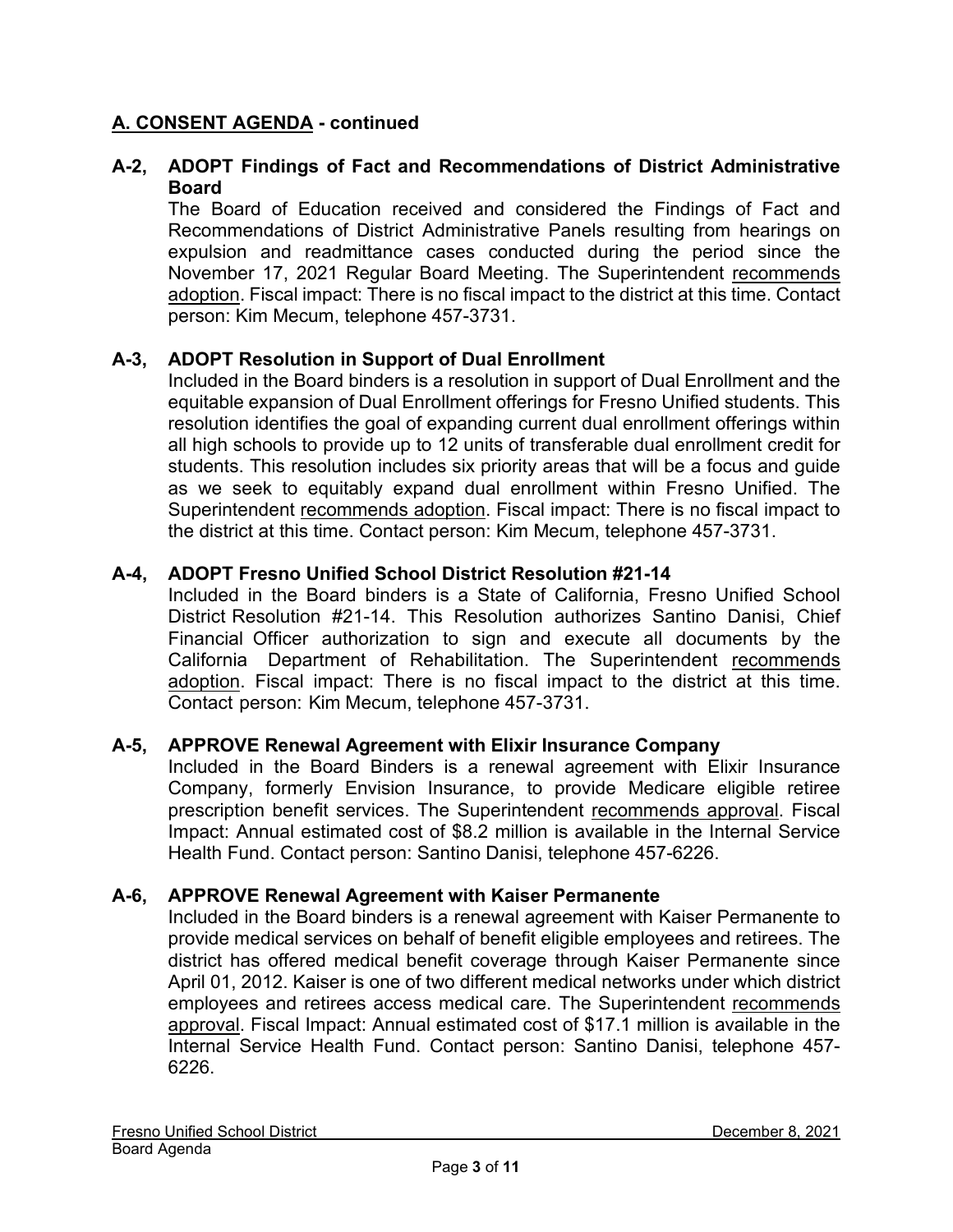## A. CONSENT AGENDA - continued

**A-2, ADOPT Findings of Fact and Recommendations of District Administrative Board**

The Board of Education received and considered the Findings of Fact and Recommendations of District Administrative Panels resulting from hearings on expulsion and readmittance cases conducted during the period since the November 17, 2021 Regular Board Meeting. The Superintendent recommends adoption. Fiscal impact: There is no fiscal impact to the district at this time. Contact person: Kim Mecum, telephone 457-3731.

**A-3, ADOPT Resolution in Support of Dual Enrollment**

Included in the Board binders is a resolution in support of Dual Enrollment and the equitable expansion of Dual Enrollment offerings for Fresno Unified students. This resolution identifies the goal of expanding current dual enrollment offerings within all high schools to provide up to 12 units of transferable dual enrollment credit for students. This resolution includes six priority areas that will be a focus and guide as we seek to equitably expand dual enrollment within Fresno Unified. The Superintendent recommends adoption. Fiscal impact: There is no fiscal impact to the district at this time. Contact person: Kim Mecum, telephone 457-3731.

**A-4, ADOPT Fresno Unified School District Resolution #21-14**

Included in the Board binders is a State of California, Fresno Unified School District Resolution #21-14. This Resolution authorizes Santino Danisi, Chief Financial Officer authorization to sign and execute all documents by the California Department of Rehabilitation. The Superintendent recommends adoption. Fiscal impact: There is no fiscal impact to the district at this time. Contact person: Kim Mecum, telephone 457-3731.

**A-5, APPROVE Renewal Agreement with Elixir Insurance Company**

Included in the Board Binders is a renewal agreement with Elixir Insurance Company, formerly Envision Insurance, to provide Medicare eligible retiree prescription benefit services. The Superintendent recommends approval. Fiscal Impact: Annual estimated cost of $8.2 million is available in the Internal Service Health Fund. Contact person: Santino Danisi, telephone 457-6226.

**A-6, APPROVE Renewal Agreement with Kaiser Permanente**

Included in the Board binders is a renewal agreement with Kaiser Permanente to provide medical services on behalf of benefit eligible employees and retirees. The district has offered medical benefit coverage through Kaiser Permanente since April 01, 2012. Kaiser is one of two different medical networks under which district employees and retirees access medical care. The Superintendent recommends approval. Fiscal Impact: Annual estimated cost of $17.1 million is available in the Internal Service Health Fund. Contact person: Santino Danisi, telephone 457-6226.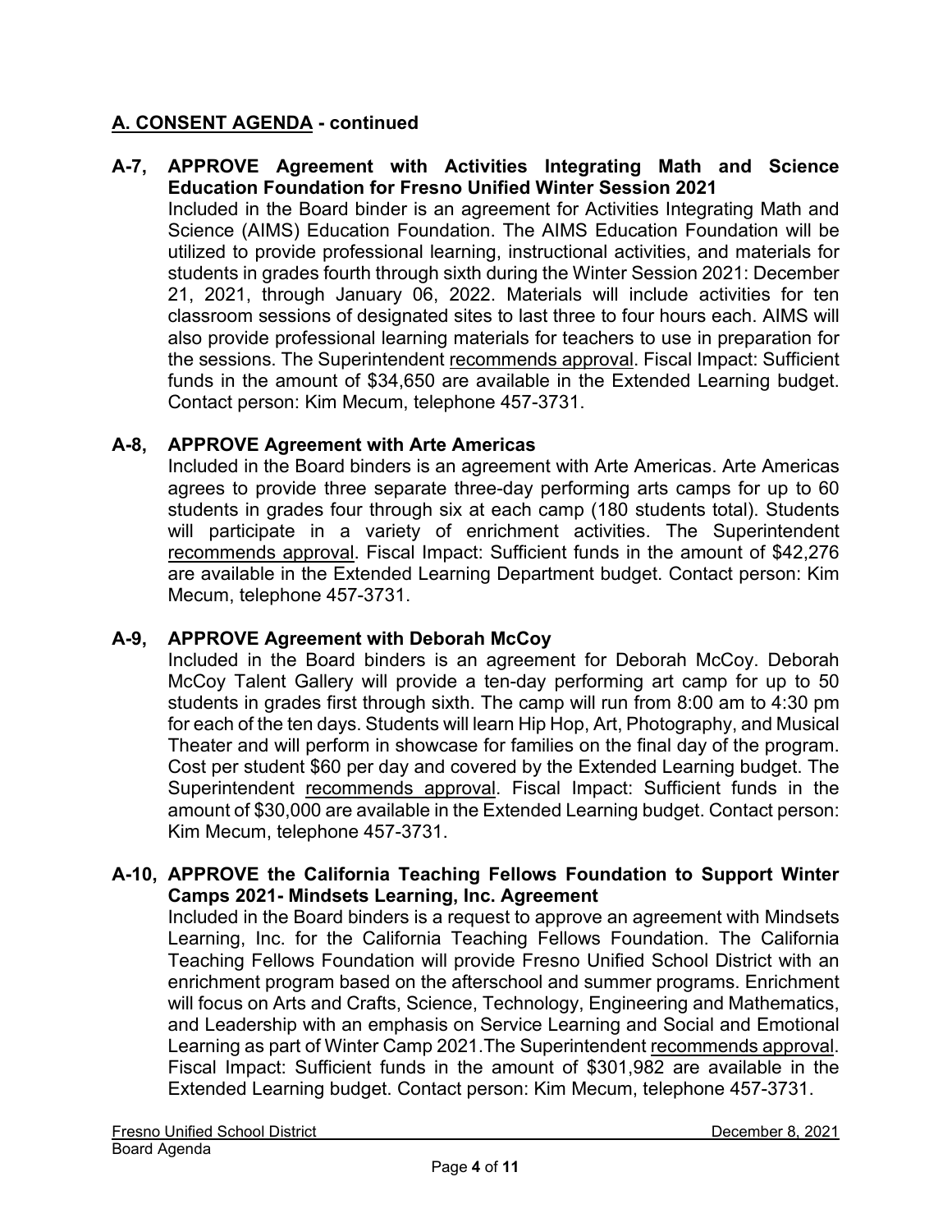## A. CONSENT AGENDA - continued

**A-7, APPROVE Agreement with Activities Integrating Math and Science Education Foundation for Fresno Unified Winter Session 2021**

Included in the Board binder is an agreement for Activities Integrating Math and Science (AIMS) Education Foundation. The AIMS Education Foundation will be utilized to provide professional learning, instructional activities, and materials for students in grades fourth through sixth during the Winter Session 2021: December 21, 2021, through January 06, 2022. Materials will include activities for ten classroom sessions of designated sites to last three to four hours each. AIMS will also provide professional learning materials for teachers to use in preparation for the sessions. The Superintendent recommends approval. Fiscal Impact: Sufficient funds in the amount of $34,650 are available in the Extended Learning budget. Contact person: Kim Mecum, telephone 457-3731.

**A-8, APPROVE Agreement with Arte Americas**

Included in the Board binders is an agreement with Arte Americas. Arte Americas agrees to provide three separate three-day performing arts camps for up to 60 students in grades four through six at each camp (180 students total). Students will participate in a variety of enrichment activities. The Superintendent recommends approval. Fiscal Impact: Sufficient funds in the amount of $42,276 are available in the Extended Learning Department budget. Contact person: Kim Mecum, telephone 457-3731.

**A-9, APPROVE Agreement with Deborah McCoy**

Included in the Board binders is an agreement for Deborah McCoy. Deborah McCoy Talent Gallery will provide a ten-day performing art camp for up to 50 students in grades first through sixth. The camp will run from 8:00 am to 4:30 pm for each of the ten days. Students will learn Hip Hop, Art, Photography, and Musical Theater and will perform in showcase for families on the final day of the program. Cost per student $60 per day and covered by the Extended Learning budget. The Superintendent recommends approval. Fiscal Impact: Sufficient funds in the amount of $30,000 are available in the Extended Learning budget. Contact person: Kim Mecum, telephone 457-3731.

**A-10, APPROVE the California Teaching Fellows Foundation to Support Winter Camps 2021- Mindsets Learning, Inc. Agreement**

Included in the Board binders is a request to approve an agreement with Mindsets Learning, Inc. for the California Teaching Fellows Foundation. The California Teaching Fellows Foundation will provide Fresno Unified School District with an enrichment program based on the afterschool and summer programs. Enrichment will focus on Arts and Crafts, Science, Technology, Engineering and Mathematics, and Leadership with an emphasis on Service Learning and Social and Emotional Learning as part of Winter Camp 2021.The Superintendent recommends approval. Fiscal Impact: Sufficient funds in the amount of $301,982 are available in the Extended Learning budget. Contact person: Kim Mecum, telephone 457-3731.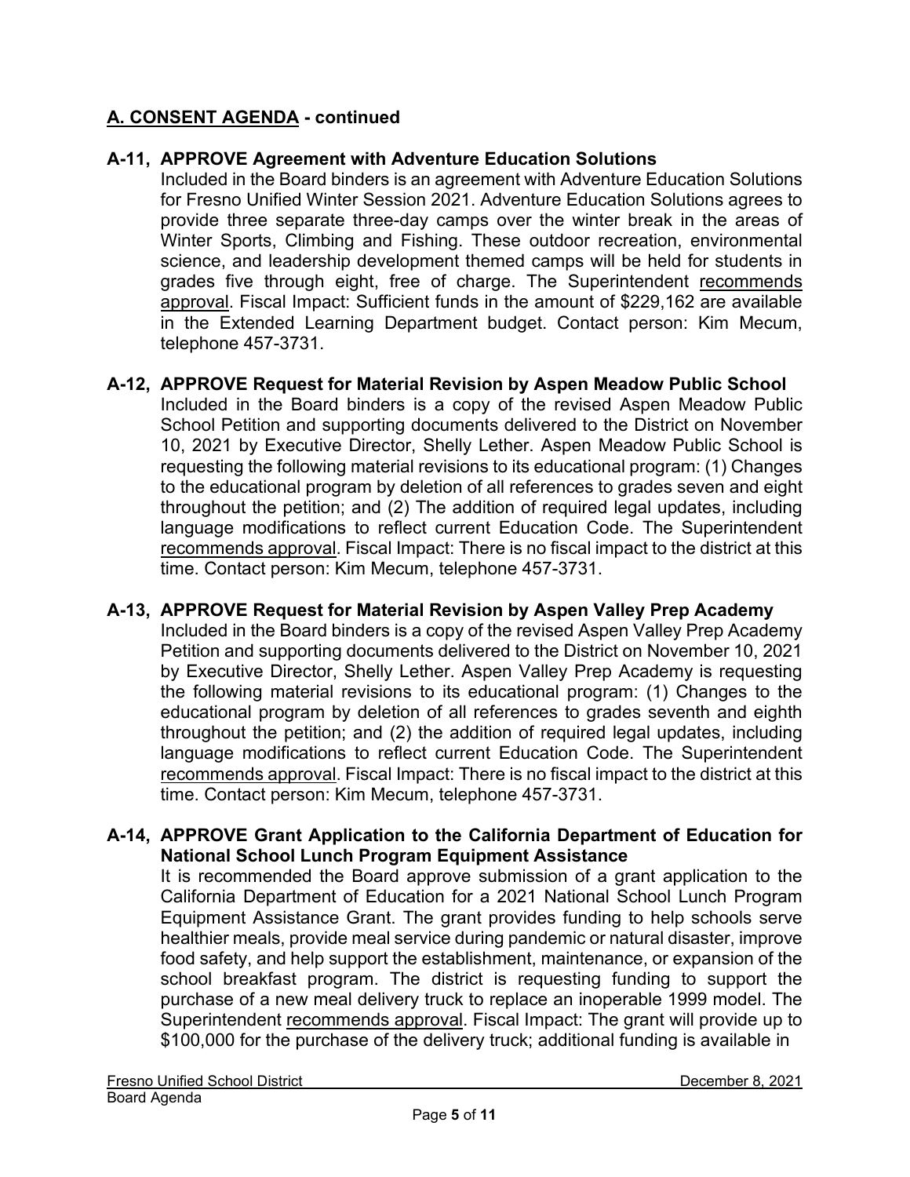## A. CONSENT AGENDA - continued

**A-11, APPROVE Agreement with Adventure Education Solutions**

Included in the Board binders is an agreement with Adventure Education Solutions for Fresno Unified Winter Session 2021. Adventure Education Solutions agrees to provide three separate three-day camps over the winter break in the areas of Winter Sports, Climbing and Fishing. These outdoor recreation, environmental science, and leadership development themed camps will be held for students in grades five through eight, free of charge. The Superintendent recommends approval. Fiscal Impact: Sufficient funds in the amount of $229,162 are available in the Extended Learning Department budget. Contact person: Kim Mecum, telephone 457-3731.

**A-12, APPROVE Request for Material Revision by Aspen Meadow Public School**

Included in the Board binders is a copy of the revised Aspen Meadow Public School Petition and supporting documents delivered to the District on November 10, 2021 by Executive Director, Shelly Lether. Aspen Meadow Public School is requesting the following material revisions to its educational program: (1) Changes to the educational program by deletion of all references to grades seven and eight throughout the petition; and (2) The addition of required legal updates, including language modifications to reflect current Education Code. The Superintendent recommends approval. Fiscal Impact: There is no fiscal impact to the district at this time. Contact person: Kim Mecum, telephone 457-3731.

**A-13, APPROVE Request for Material Revision by Aspen Valley Prep Academy**

Included in the Board binders is a copy of the revised Aspen Valley Prep Academy Petition and supporting documents delivered to the District on November 10, 2021 by Executive Director, Shelly Lether. Aspen Valley Prep Academy is requesting the following material revisions to its educational program: (1) Changes to the educational program by deletion of all references to grades seventh and eighth throughout the petition; and (2) the addition of required legal updates, including language modifications to reflect current Education Code. The Superintendent recommends approval. Fiscal Impact: There is no fiscal impact to the district at this time. Contact person: Kim Mecum, telephone 457-3731.

**A-14, APPROVE Grant Application to the California Department of Education for National School Lunch Program Equipment Assistance**

It is recommended the Board approve submission of a grant application to the California Department of Education for a 2021 National School Lunch Program Equipment Assistance Grant. The grant provides funding to help schools serve healthier meals, provide meal service during pandemic or natural disaster, improve food safety, and help support the establishment, maintenance, or expansion of the school breakfast program. The district is requesting funding to support the purchase of a new meal delivery truck to replace an inoperable 1999 model. The Superintendent recommends approval. Fiscal Impact: The grant will provide up to $100,000 for the purchase of the delivery truck; additional funding is available in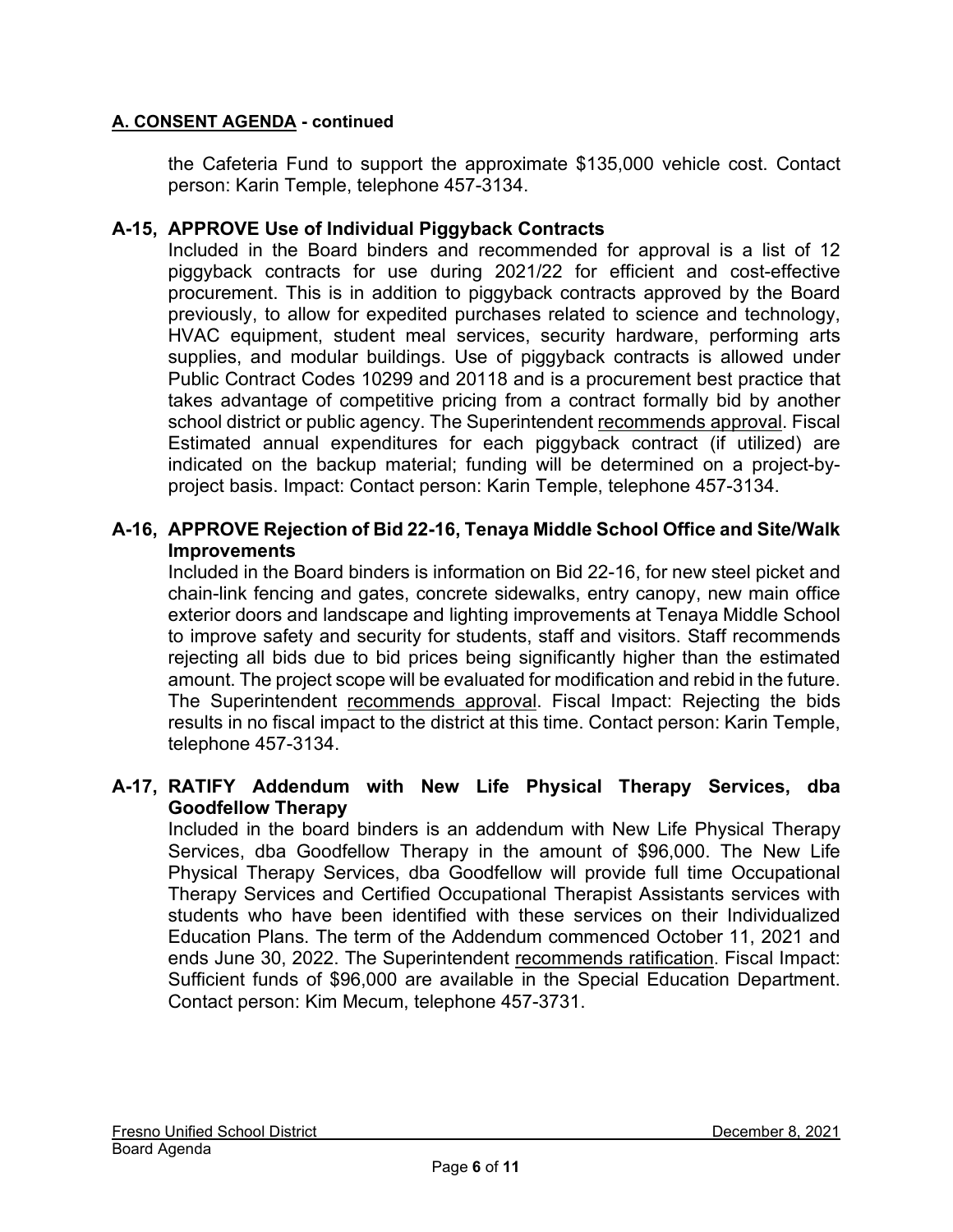**A. CONSENT AGENDA - continued**

the Cafeteria Fund to support the approximate $135,000 vehicle cost. Contact person: Karin Temple, telephone 457-3134.

**A-15, APPROVE Use of Individual Piggyback Contracts**

Included in the Board binders and recommended for approval is a list of 12 piggyback contracts for use during 2021/22 for efficient and cost-effective procurement. This is in addition to piggyback contracts approved by the Board previously, to allow for expedited purchases related to science and technology, HVAC equipment, student meal services, security hardware, performing arts supplies, and modular buildings. Use of piggyback contracts is allowed under Public Contract Codes 10299 and 20118 and is a procurement best practice that takes advantage of competitive pricing from a contract formally bid by another school district or public agency. The Superintendent recommends approval. Fiscal Estimated annual expenditures for each piggyback contract (if utilized) are indicated on the backup material; funding will be determined on a project-by-project basis. Impact: Contact person: Karin Temple, telephone 457-3134.

**A-16, APPROVE Rejection of Bid 22-16, Tenaya Middle School Office and Site/Walk Improvements**

Included in the Board binders is information on Bid 22-16, for new steel picket and chain-link fencing and gates, concrete sidewalks, entry canopy, new main office exterior doors and landscape and lighting improvements at Tenaya Middle School to improve safety and security for students, staff and visitors. Staff recommends rejecting all bids due to bid prices being significantly higher than the estimated amount. The project scope will be evaluated for modification and rebid in the future. The Superintendent recommends approval. Fiscal Impact: Rejecting the bids results in no fiscal impact to the district at this time. Contact person: Karin Temple, telephone 457-3134.

**A-17, RATIFY Addendum with New Life Physical Therapy Services, dba Goodfellow Therapy**

Included in the board binders is an addendum with New Life Physical Therapy Services, dba Goodfellow Therapy in the amount of $96,000. The New Life Physical Therapy Services, dba Goodfellow will provide full time Occupational Therapy Services and Certified Occupational Therapist Assistants services with students who have been identified with these services on their Individualized Education Plans. The term of the Addendum commenced October 11, 2021 and ends June 30, 2022. The Superintendent recommends ratification. Fiscal Impact: Sufficient funds of $96,000 are available in the Special Education Department. Contact person: Kim Mecum, telephone 457-3731.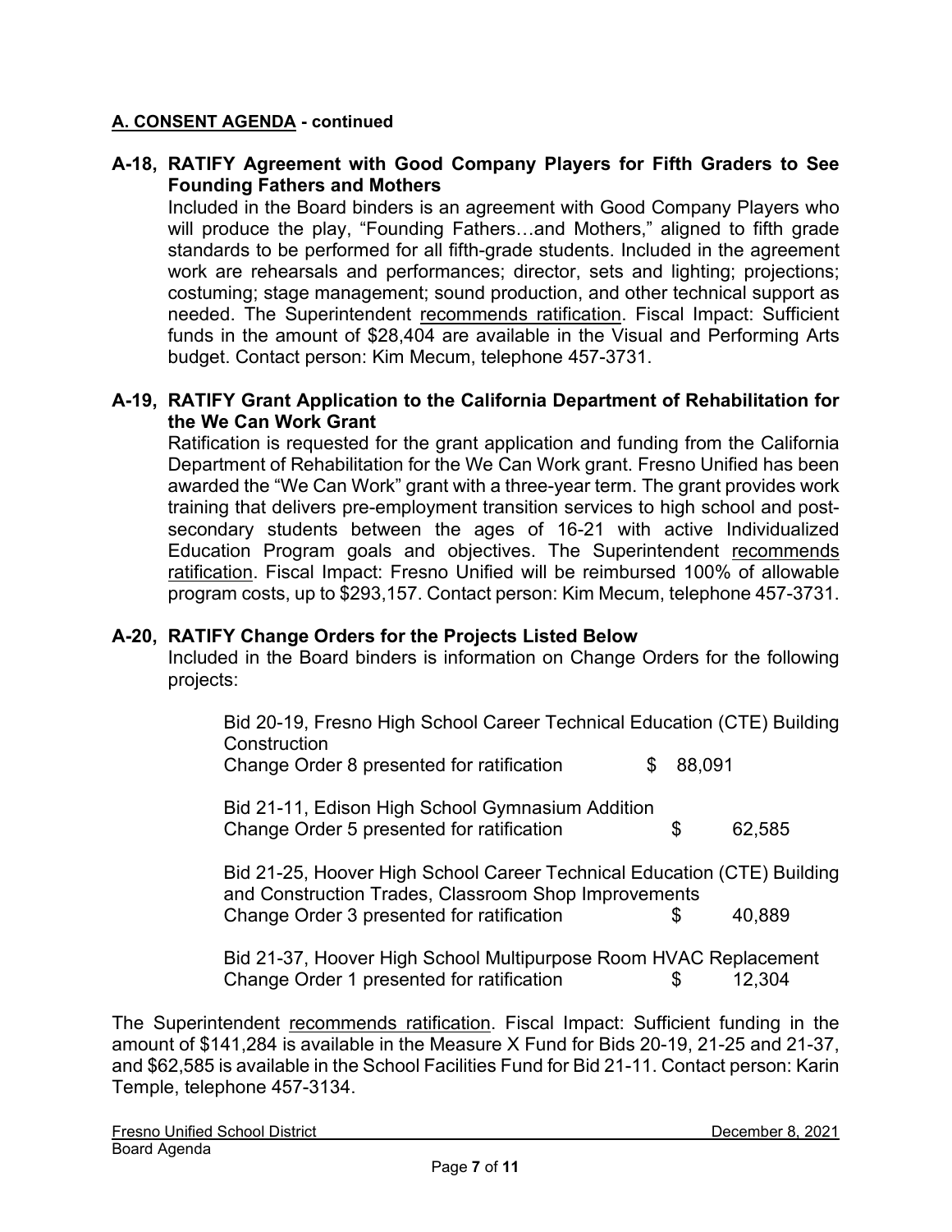**A. CONSENT AGENDA - continued**

**A-18, RATIFY Agreement with Good Company Players for Fifth Graders to See Founding Fathers and Mothers**

Included in the Board binders is an agreement with Good Company Players who will produce the play, "Founding Fathers…and Mothers," aligned to fifth grade standards to be performed for all fifth-grade students. Included in the agreement work are rehearsals and performances; director, sets and lighting; projections; costuming; stage management; sound production, and other technical support as needed. The Superintendent recommends ratification. Fiscal Impact: Sufficient funds in the amount of $28,404 are available in the Visual and Performing Arts budget. Contact person: Kim Mecum, telephone 457-3731.

**A-19, RATIFY Grant Application to the California Department of Rehabilitation for the We Can Work Grant**

Ratification is requested for the grant application and funding from the California Department of Rehabilitation for the We Can Work grant. Fresno Unified has been awarded the "We Can Work" grant with a three-year term. The grant provides work training that delivers pre-employment transition services to high school and post-secondary students between the ages of 16-21 with active Individualized Education Program goals and objectives. The Superintendent recommends ratification. Fiscal Impact: Fresno Unified will be reimbursed 100% of allowable program costs, up to $293,157. Contact person: Kim Mecum, telephone 457-3731.

**A-20, RATIFY Change Orders for the Projects Listed Below**

Included in the Board binders is information on Change Orders for the following projects:

Bid 20-19, Fresno High School Career Technical Education (CTE) Building Construction
Change Order 8 presented for ratification $ 88,091

Bid 21-11, Edison High School Gymnasium Addition
Change Order 5 presented for ratification $ 62,585

Bid 21-25, Hoover High School Career Technical Education (CTE) Building and Construction Trades, Classroom Shop Improvements
Change Order 3 presented for ratification $ 40,889

Bid 21-37, Hoover High School Multipurpose Room HVAC Replacement
Change Order 1 presented for ratification $ 12,304

The Superintendent recommends ratification. Fiscal Impact: Sufficient funding in the amount of $141,284 is available in the Measure X Fund for Bids 20-19, 21-25 and 21-37, and $62,585 is available in the School Facilities Fund for Bid 21-11. Contact person: Karin Temple, telephone 457-3134.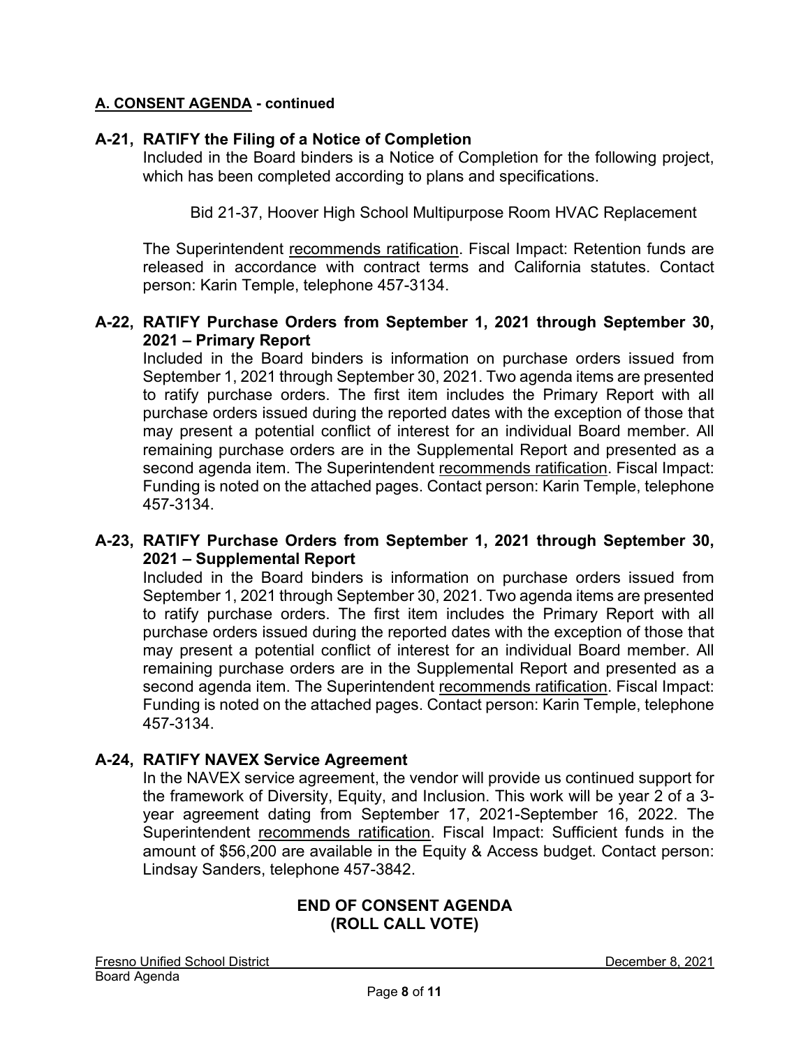**A. CONSENT AGENDA - continued**

### A-21, RATIFY the Filing of a Notice of Completion

Included in the Board binders is a Notice of Completion for the following project, which has been completed according to plans and specifications.

Bid 21-37, Hoover High School Multipurpose Room HVAC Replacement

The Superintendent recommends ratification. Fiscal Impact: Retention funds are released in accordance with contract terms and California statutes. Contact person: Karin Temple, telephone 457-3134.

### A-22, RATIFY Purchase Orders from September 1, 2021 through September 30, 2021 – Primary Report

Included in the Board binders is information on purchase orders issued from September 1, 2021 through September 30, 2021. Two agenda items are presented to ratify purchase orders. The first item includes the Primary Report with all purchase orders issued during the reported dates with the exception of those that may present a potential conflict of interest for an individual Board member. All remaining purchase orders are in the Supplemental Report and presented as a second agenda item. The Superintendent recommends ratification. Fiscal Impact: Funding is noted on the attached pages. Contact person: Karin Temple, telephone 457-3134.

### A-23, RATIFY Purchase Orders from September 1, 2021 through September 30, 2021 – Supplemental Report

Included in the Board binders is information on purchase orders issued from September 1, 2021 through September 30, 2021. Two agenda items are presented to ratify purchase orders. The first item includes the Primary Report with all purchase orders issued during the reported dates with the exception of those that may present a potential conflict of interest for an individual Board member. All remaining purchase orders are in the Supplemental Report and presented as a second agenda item. The Superintendent recommends ratification. Fiscal Impact: Funding is noted on the attached pages. Contact person: Karin Temple, telephone 457-3134.

### A-24, RATIFY NAVEX Service Agreement

In the NAVEX service agreement, the vendor will provide us continued support for the framework of Diversity, Equity, and Inclusion. This work will be year 2 of a 3-year agreement dating from September 17, 2021-September 16, 2022. The Superintendent recommends ratification. Fiscal Impact: Sufficient funds in the amount of $56,200 are available in the Equity & Access budget. Contact person: Lindsay Sanders, telephone 457-3842.

**END OF CONSENT AGENDA**
**(ROLL CALL VOTE)**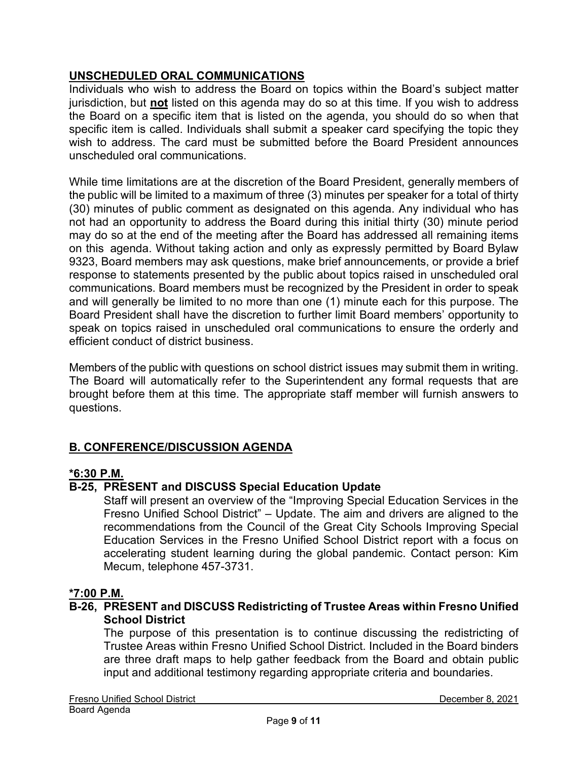## UNSCHEDULED ORAL COMMUNICATIONS

Individuals who wish to address the Board on topics within the Board's subject matter jurisdiction, but **not** listed on this agenda may do so at this time. If you wish to address the Board on a specific item that is listed on the agenda, you should do so when that specific item is called. Individuals shall submit a speaker card specifying the topic they wish to address. The card must be submitted before the Board President announces unscheduled oral communications.

While time limitations are at the discretion of the Board President, generally members of the public will be limited to a maximum of three (3) minutes per speaker for a total of thirty (30) minutes of public comment as designated on this agenda. Any individual who has not had an opportunity to address the Board during this initial thirty (30) minute period may do so at the end of the meeting after the Board has addressed all remaining items on this agenda. Without taking action and only as expressly permitted by Board Bylaw 9323, Board members may ask questions, make brief announcements, or provide a brief response to statements presented by the public about topics raised in unscheduled oral communications. Board members must be recognized by the President in order to speak and will generally be limited to no more than one (1) minute each for this purpose. The Board President shall have the discretion to further limit Board members' opportunity to speak on topics raised in unscheduled oral communications to ensure the orderly and efficient conduct of district business.

Members of the public with questions on school district issues may submit them in writing. The Board will automatically refer to the Superintendent any formal requests that are brought before them at this time. The appropriate staff member will furnish answers to questions.

## B. CONFERENCE/DISCUSSION AGENDA

**\*6:30 P.M.**

### B-25, PRESENT and DISCUSS Special Education Update

Staff will present an overview of the "Improving Special Education Services in the Fresno Unified School District" – Update. The aim and drivers are aligned to the recommendations from the Council of the Great City Schools Improving Special Education Services in the Fresno Unified School District report with a focus on accelerating student learning during the global pandemic. Contact person: Kim Mecum, telephone 457-3731.

**\*7:00 P.M.**

### B-26, PRESENT and DISCUSS Redistricting of Trustee Areas within Fresno Unified School District

The purpose of this presentation is to continue discussing the redistricting of Trustee Areas within Fresno Unified School District. Included in the Board binders are three draft maps to help gather feedback from the Board and obtain public input and additional testimony regarding appropriate criteria and boundaries.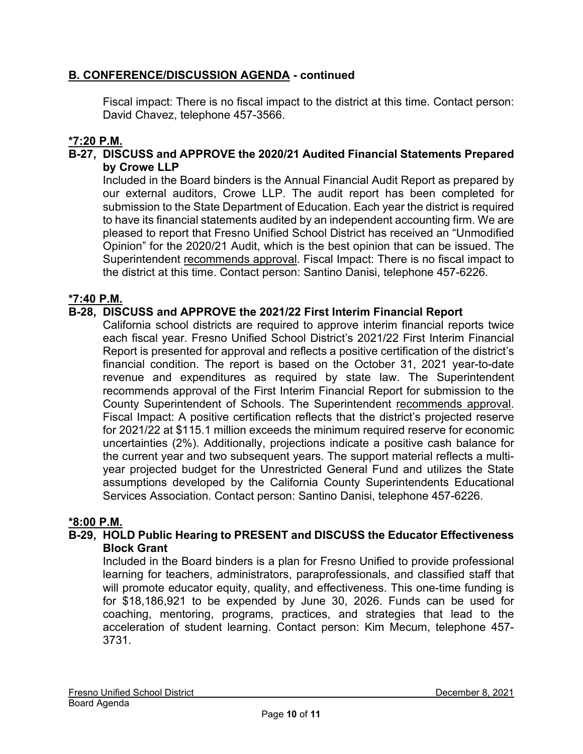## B. CONFERENCE/DISCUSSION AGENDA - continued

Fiscal impact: There is no fiscal impact to the district at this time. Contact person: David Chavez, telephone 457-3566.

**\*7:20 P.M.**

**B-27, DISCUSS and APPROVE the 2020/21 Audited Financial Statements Prepared by Crowe LLP**

Included in the Board binders is the Annual Financial Audit Report as prepared by our external auditors, Crowe LLP. The audit report has been completed for submission to the State Department of Education. Each year the district is required to have its financial statements audited by an independent accounting firm. We are pleased to report that Fresno Unified School District has received an "Unmodified Opinion" for the 2020/21 Audit, which is the best opinion that can be issued. The Superintendent recommends approval. Fiscal Impact: There is no fiscal impact to the district at this time. Contact person: Santino Danisi, telephone 457-6226.

**\*7:40 P.M.**

**B-28, DISCUSS and APPROVE the 2021/22 First Interim Financial Report**

California school districts are required to approve interim financial reports twice each fiscal year. Fresno Unified School District's 2021/22 First Interim Financial Report is presented for approval and reflects a positive certification of the district's financial condition. The report is based on the October 31, 2021 year-to-date revenue and expenditures as required by state law. The Superintendent recommends approval of the First Interim Financial Report for submission to the County Superintendent of Schools. The Superintendent recommends approval. Fiscal Impact: A positive certification reflects that the district's projected reserve for 2021/22 at $115.1 million exceeds the minimum required reserve for economic uncertainties (2%). Additionally, projections indicate a positive cash balance for the current year and two subsequent years. The support material reflects a multi-year projected budget for the Unrestricted General Fund and utilizes the State assumptions developed by the California County Superintendents Educational Services Association. Contact person: Santino Danisi, telephone 457-6226.

**\*8:00 P.M.**

**B-29, HOLD Public Hearing to PRESENT and DISCUSS the Educator Effectiveness Block Grant**

Included in the Board binders is a plan for Fresno Unified to provide professional learning for teachers, administrators, paraprofessionals, and classified staff that will promote educator equity, quality, and effectiveness. This one-time funding is for $18,186,921 to be expended by June 30, 2026. Funds can be used for coaching, mentoring, programs, practices, and strategies that lead to the acceleration of student learning. Contact person: Kim Mecum, telephone 457-3731.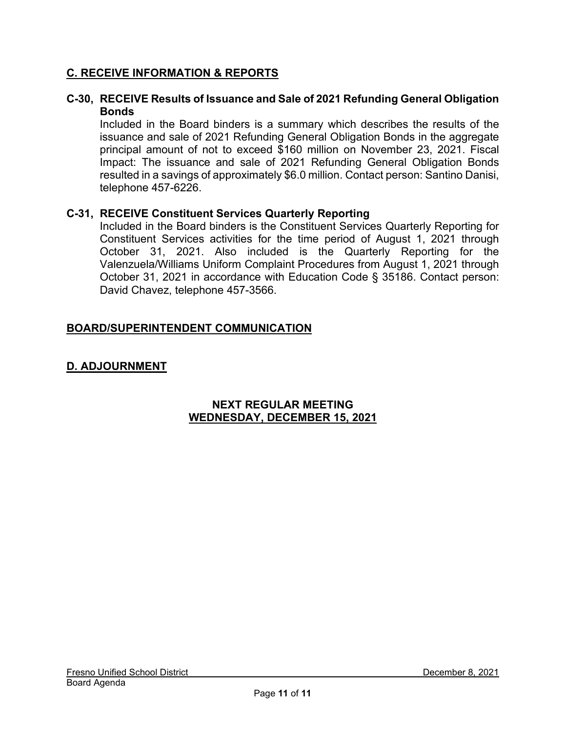## C. RECEIVE INFORMATION & REPORTS

**C-30, RECEIVE Results of Issuance and Sale of 2021 Refunding General Obligation Bonds**

Included in the Board binders is a summary which describes the results of the issuance and sale of 2021 Refunding General Obligation Bonds in the aggregate principal amount of not to exceed $160 million on November 23, 2021. Fiscal Impact: The issuance and sale of 2021 Refunding General Obligation Bonds resulted in a savings of approximately $6.0 million. Contact person: Santino Danisi, telephone 457-6226.

**C-31, RECEIVE Constituent Services Quarterly Reporting**

Included in the Board binders is the Constituent Services Quarterly Reporting for Constituent Services activities for the time period of August 1, 2021 through October 31, 2021. Also included is the Quarterly Reporting for the Valenzuela/Williams Uniform Complaint Procedures from August 1, 2021 through October 31, 2021 in accordance with Education Code § 35186. Contact person: David Chavez, telephone 457-3566.

## BOARD/SUPERINTENDENT COMMUNICATION

## D. ADJOURNMENT

**NEXT REGULAR MEETING**
**WEDNESDAY, DECEMBER 15, 2021**